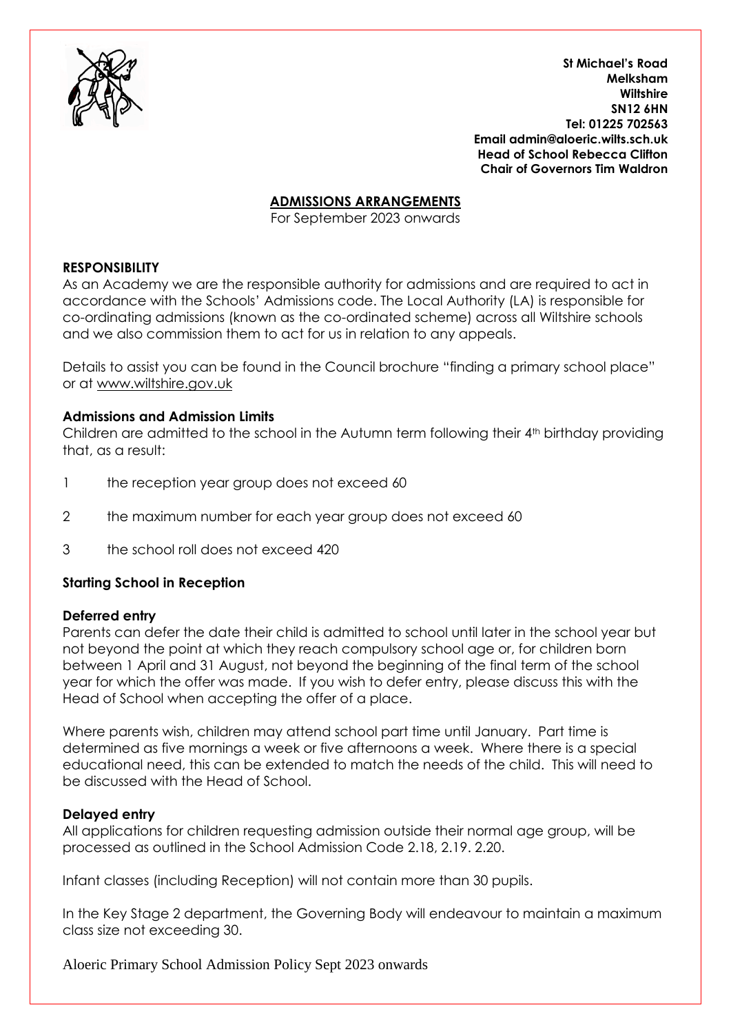St Michael's Road
Melksham
Wiltshire
SN12 6HN
Tel: 01225 702563
Email admin@aloeric.wilts.sch.uk
Head of School Rebecca Clifton
Chair of Governors Tim Waldron

# ADMISSIONS ARRANGEMENTS

For September 2023 onwards

## RESPONSIBILITY

As an Academy we are the responsible authority for admissions and are required to act in accordance with the Schools' Admissions code. The Local Authority (LA) is responsible for co-ordinating admissions (known as the co-ordinated scheme) across all Wiltshire schools and we also commission them to act for us in relation to any appeals.

Details to assist you can be found in the Council brochure "finding a primary school place" or at www.wiltshire.gov.uk

### Admissions and Admission Limits

Children are admitted to the school in the Autumn term following their 4th birthday providing that, as a result:

1. the reception year group does not exceed 60
2. the maximum number for each year group does not exceed 60
3. the school roll does not exceed 420

### Starting School in Reception

#### Deferred entry

Parents can defer the date their child is admitted to school until later in the school year but not beyond the point at which they reach compulsory school age or, for children born between 1 April and 31 August, not beyond the beginning of the final term of the school year for which the offer was made. If you wish to defer entry, please discuss this with the Head of School when accepting the offer of a place.

Where parents wish, children may attend school part time until January. Part time is determined as five mornings a week or five afternoons a week. Where there is a special educational need, this can be extended to match the needs of the child. This will need to be discussed with the Head of School.

#### Delayed entry

All applications for children requesting admission outside their normal age group, will be processed as outlined in the School Admission Code 2.18, 2.19. 2.20.

Infant classes (including Reception) will not contain more than 30 pupils.

In the Key Stage 2 department, the Governing Body will endeavour to maintain a maximum class size not exceeding 30.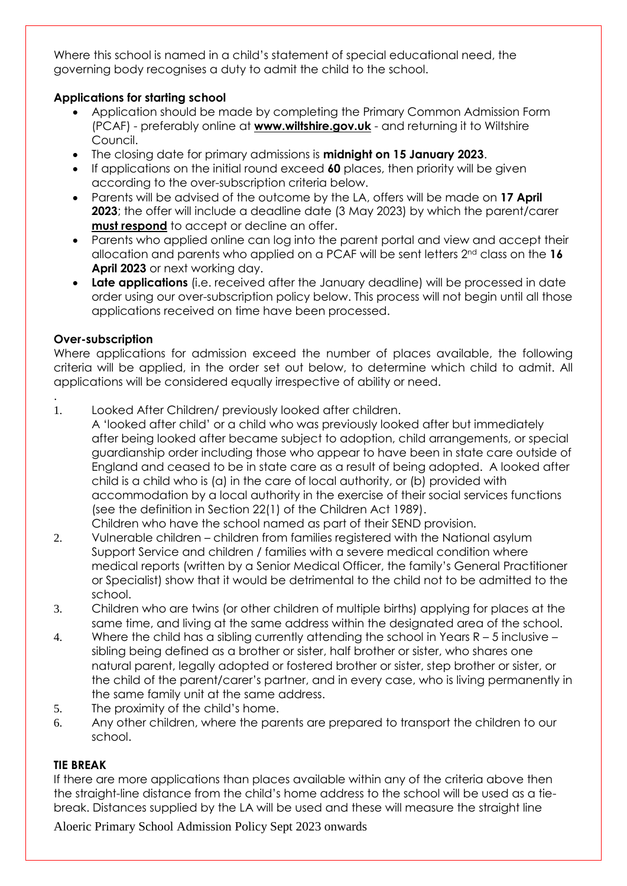Where this school is named in a child's statement of special educational need, the governing body recognises a duty to admit the child to the school.

**Applications for starting school**

- Application should be made by completing the Primary Common Admission Form (PCAF) - preferably online at **www.wiltshire.gov.uk** - and returning it to Wiltshire Council.
- The closing date for primary admissions is **midnight on 15 January 2023**.
- If applications on the initial round exceed **60** places, then priority will be given according to the over-subscription criteria below.
- Parents will be advised of the outcome by the LA, offers will be made on **17 April 2023**; the offer will include a deadline date (3 May 2023) by which the parent/carer **must respond** to accept or decline an offer.
- Parents who applied online can log into the parent portal and view and accept their allocation and parents who applied on a PCAF will be sent letters 2nd class on the **16 April 2023** or next working day.
- **Late applications** (i.e. received after the January deadline) will be processed in date order using our over-subscription policy below. This process will not begin until all those applications received on time have been processed.

**Over-subscription**

Where applications for admission exceed the number of places available, the following criteria will be applied, in the order set out below, to determine which child to admit. All applications will be considered equally irrespective of ability or need.

.

1. Looked After Children/ previously looked after children.
   A 'looked after child' or a child who was previously looked after but immediately after being looked after became subject to adoption, child arrangements, or special guardianship order including those who appear to have been in state care outside of England and ceased to be in state care as a result of being adopted. A looked after child is a child who is (a) in the care of local authority, or (b) provided with accommodation by a local authority in the exercise of their social services functions (see the definition in Section 22(1) of the Children Act 1989).
   Children who have the school named as part of their SEND provision.
2. Vulnerable children – children from families registered with the National asylum Support Service and children / families with a severe medical condition where medical reports (written by a Senior Medical Officer, the family's General Practitioner or Specialist) show that it would be detrimental to the child not to be admitted to the school.
3. Children who are twins (or other children of multiple births) applying for places at the same time, and living at the same address within the designated area of the school.
4. Where the child has a sibling currently attending the school in Years R – 5 inclusive – sibling being defined as a brother or sister, half brother or sister, who shares one natural parent, legally adopted or fostered brother or sister, step brother or sister, or the child of the parent/carer's partner, and in every case, who is living permanently in the same family unit at the same address.
5. The proximity of the child's home.
6. Any other children, where the parents are prepared to transport the children to our school.

**TIE BREAK**

If there are more applications than places available within any of the criteria above then the straight-line distance from the child's home address to the school will be used as a tie-break. Distances supplied by the LA will be used and these will measure the straight line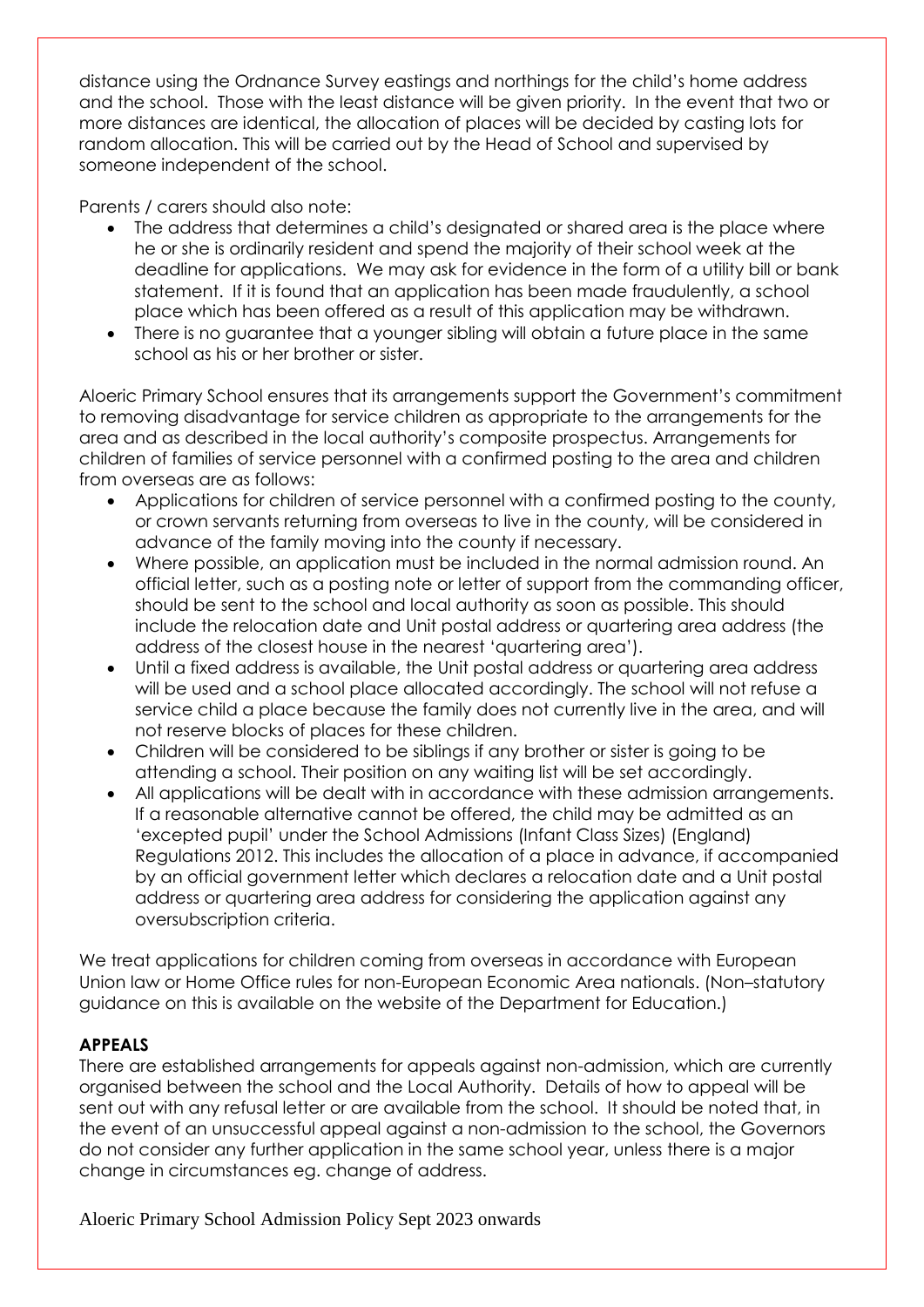distance using the Ordnance Survey eastings and northings for the child's home address and the school. Those with the least distance will be given priority. In the event that two or more distances are identical, the allocation of places will be decided by casting lots for random allocation. This will be carried out by the Head of School and supervised by someone independent of the school.

Parents / carers should also note:

- The address that determines a child's designated or shared area is the place where he or she is ordinarily resident and spend the majority of their school week at the deadline for applications. We may ask for evidence in the form of a utility bill or bank statement. If it is found that an application has been made fraudulently, a school place which has been offered as a result of this application may be withdrawn.
- There is no guarantee that a younger sibling will obtain a future place in the same school as his or her brother or sister.

Aloeric Primary School ensures that its arrangements support the Government's commitment to removing disadvantage for service children as appropriate to the arrangements for the area and as described in the local authority's composite prospectus. Arrangements for children of families of service personnel with a confirmed posting to the area and children from overseas are as follows:

- Applications for children of service personnel with a confirmed posting to the county, or crown servants returning from overseas to live in the county, will be considered in advance of the family moving into the county if necessary.
- Where possible, an application must be included in the normal admission round. An official letter, such as a posting note or letter of support from the commanding officer, should be sent to the school and local authority as soon as possible. This should include the relocation date and Unit postal address or quartering area address (the address of the closest house in the nearest 'quartering area').
- Until a fixed address is available, the Unit postal address or quartering area address will be used and a school place allocated accordingly. The school will not refuse a service child a place because the family does not currently live in the area, and will not reserve blocks of places for these children.
- Children will be considered to be siblings if any brother or sister is going to be attending a school. Their position on any waiting list will be set accordingly.
- All applications will be dealt with in accordance with these admission arrangements. If a reasonable alternative cannot be offered, the child may be admitted as an 'excepted pupil' under the School Admissions (Infant Class Sizes) (England) Regulations 2012. This includes the allocation of a place in advance, if accompanied by an official government letter which declares a relocation date and a Unit postal address or quartering area address for considering the application against any oversubscription criteria.

We treat applications for children coming from overseas in accordance with European Union law or Home Office rules for non-European Economic Area nationals. (Non–statutory guidance on this is available on the website of the Department for Education.)

**APPEALS**

There are established arrangements for appeals against non-admission, which are currently organised between the school and the Local Authority. Details of how to appeal will be sent out with any refusal letter or are available from the school. It should be noted that, in the event of an unsuccessful appeal against a non-admission to the school, the Governors do not consider any further application in the same school year, unless there is a major change in circumstances eg. change of address.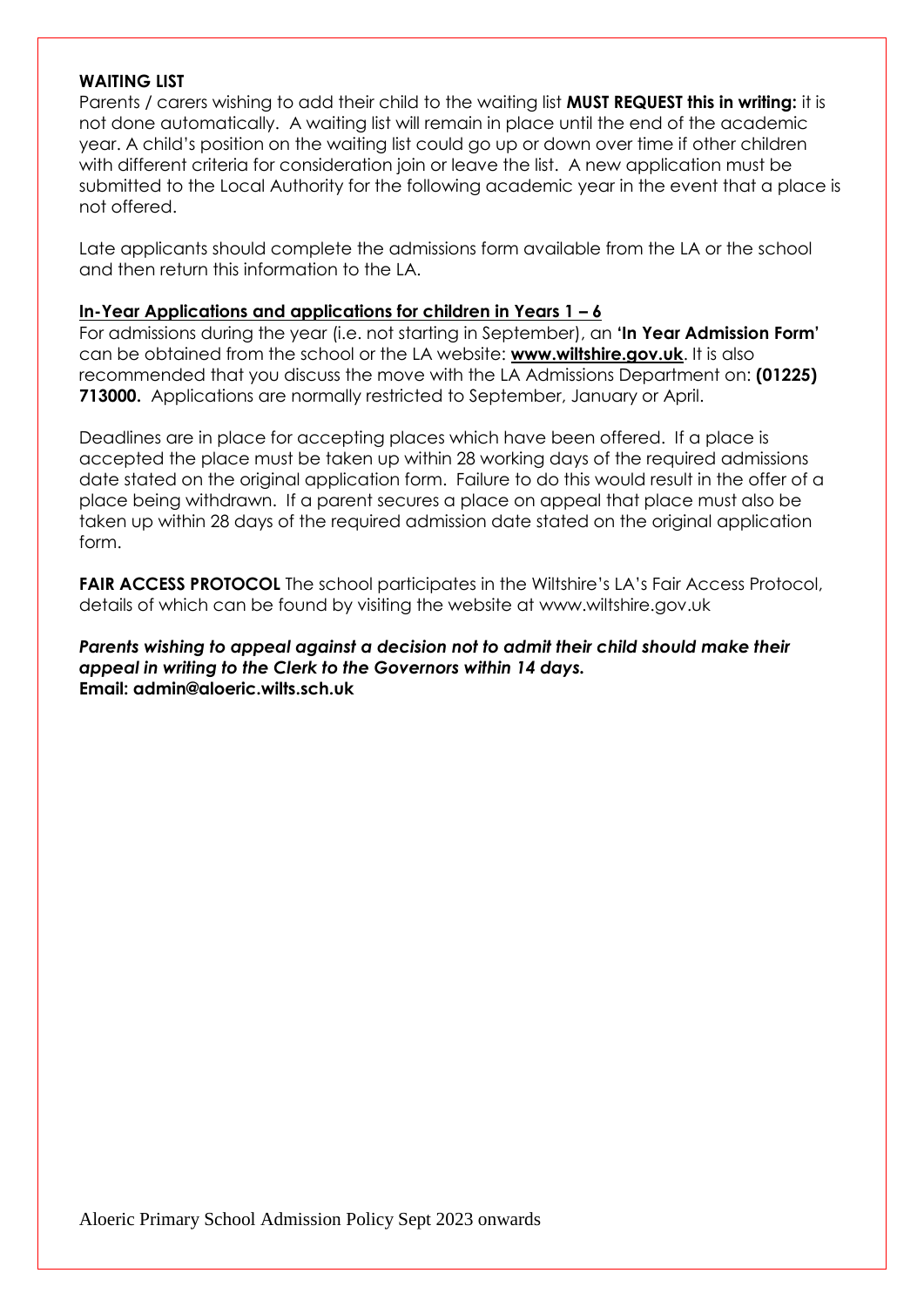**WAITING LIST**

Parents / carers wishing to add their child to the waiting list **MUST REQUEST this in writing:** it is not done automatically. A waiting list will remain in place until the end of the academic year. A child's position on the waiting list could go up or down over time if other children with different criteria for consideration join or leave the list. A new application must be submitted to the Local Authority for the following academic year in the event that a place is not offered.

Late applicants should complete the admissions form available from the LA or the school and then return this information to the LA.

**In-Year Applications and applications for children in Years 1 – 6**

For admissions during the year (i.e. not starting in September), an **'In Year Admission Form'** can be obtained from the school or the LA website: **www.wiltshire.gov.uk**. It is also recommended that you discuss the move with the LA Admissions Department on: **(01225) 713000.** Applications are normally restricted to September, January or April.

Deadlines are in place for accepting places which have been offered. If a place is accepted the place must be taken up within 28 working days of the required admissions date stated on the original application form. Failure to do this would result in the offer of a place being withdrawn. If a parent secures a place on appeal that place must also be taken up within 28 days of the required admission date stated on the original application form.

**FAIR ACCESS PROTOCOL** The school participates in the Wiltshire's LA's Fair Access Protocol, details of which can be found by visiting the website at www.wiltshire.gov.uk

***Parents wishing to appeal against a decision not to admit their child should make their appeal in writing to the Clerk to the Governors within 14 days.***
**Email: admin@aloeric.wilts.sch.uk**